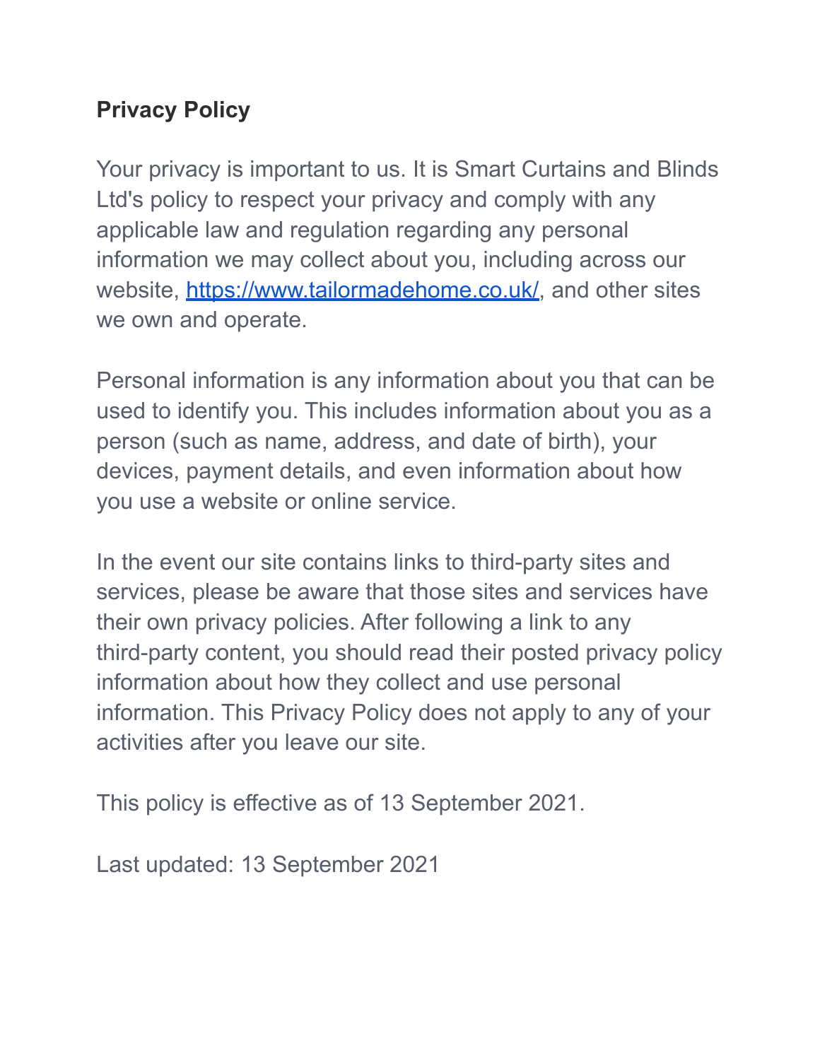# Privacy Policy

Your privacy is important to us. It is Smart Curtains and Blinds Ltd's policy to respect your privacy and comply with any applicable law and regulation regarding any personal information we may collect about you, including across our website, [https://www.tailormadehome.co.uk/](https://www.tailormadehome.co.uk/), and other sites we own and operate.

Personal information is any information about you that can be used to identify you. This includes information about you as a person (such as name, address, and date of birth), your devices, payment details, and even information about how you use a website or online service.

In the event our site contains links to third-party sites and services, please be aware that those sites and services have their own privacy policies. After following a link to any third-party content, you should read their posted privacy policy information about how they collect and use personal information. This Privacy Policy does not apply to any of your activities after you leave our site.

This policy is effective as of 13 September 2021.

Last updated: 13 September 2021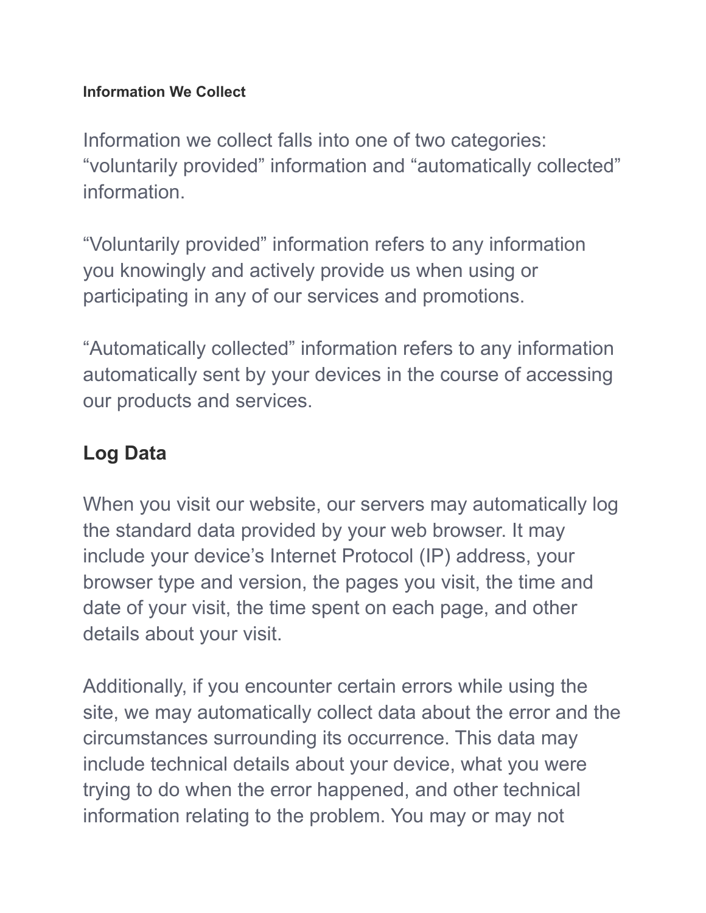#### Information We Collect

Information we collect falls into one of two categories: “voluntarily provided” information and “automatically collected” information.

“Voluntarily provided” information refers to any information you knowingly and actively provide us when using or participating in any of our services and promotions.

“Automatically collected” information refers to any information automatically sent by your devices in the course of accessing our products and services.

### Log Data

When you visit our website, our servers may automatically log the standard data provided by your web browser. It may include your device’s Internet Protocol (IP) address, your browser type and version, the pages you visit, the time and date of your visit, the time spent on each page, and other details about your visit.

Additionally, if you encounter certain errors while using the site, we may automatically collect data about the error and the circumstances surrounding its occurrence. This data may include technical details about your device, what you were trying to do when the error happened, and other technical information relating to the problem. You may or may not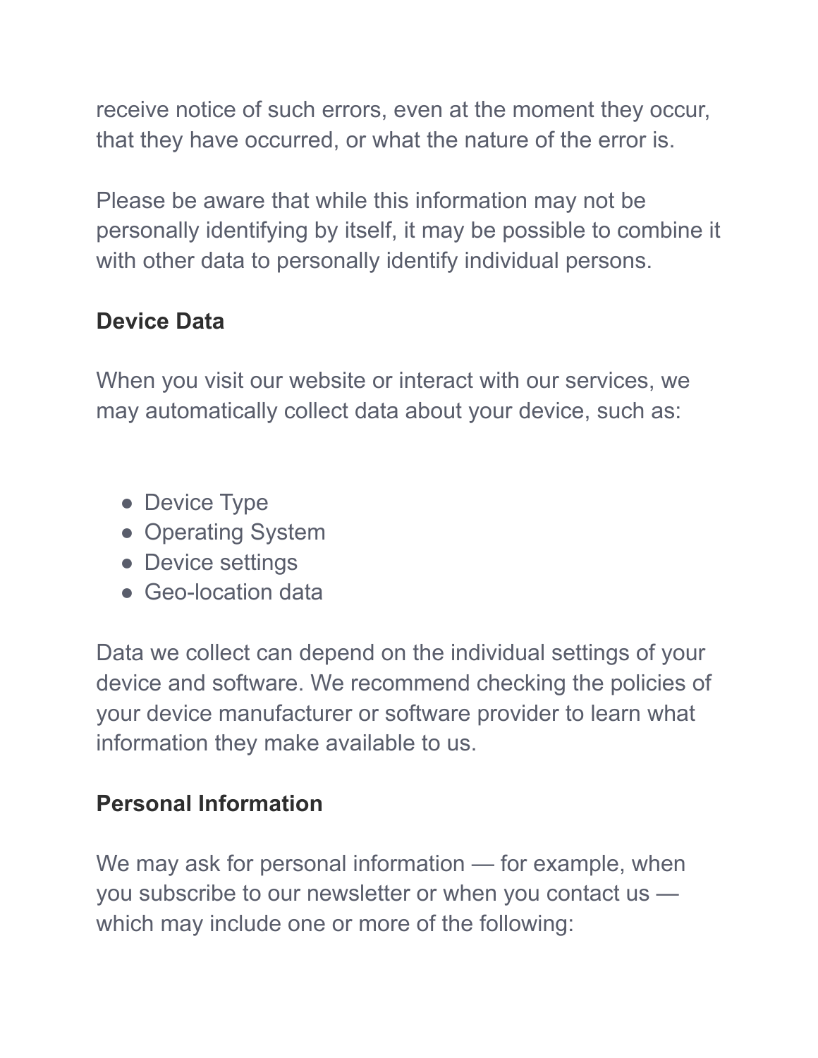receive notice of such errors, even at the moment they occur, that they have occurred, or what the nature of the error is.

Please be aware that while this information may not be personally identifying by itself, it may be possible to combine it with other data to personally identify individual persons.

### Device Data

When you visit our website or interact with our services, we may automatically collect data about your device, such as:

- Device Type
- Operating System
- Device settings
- Geo-location data

Data we collect can depend on the individual settings of your device and software. We recommend checking the policies of your device manufacturer or software provider to learn what information they make available to us.

### Personal Information

We may ask for personal information — for example, when you subscribe to our newsletter or when you contact us — which may include one or more of the following: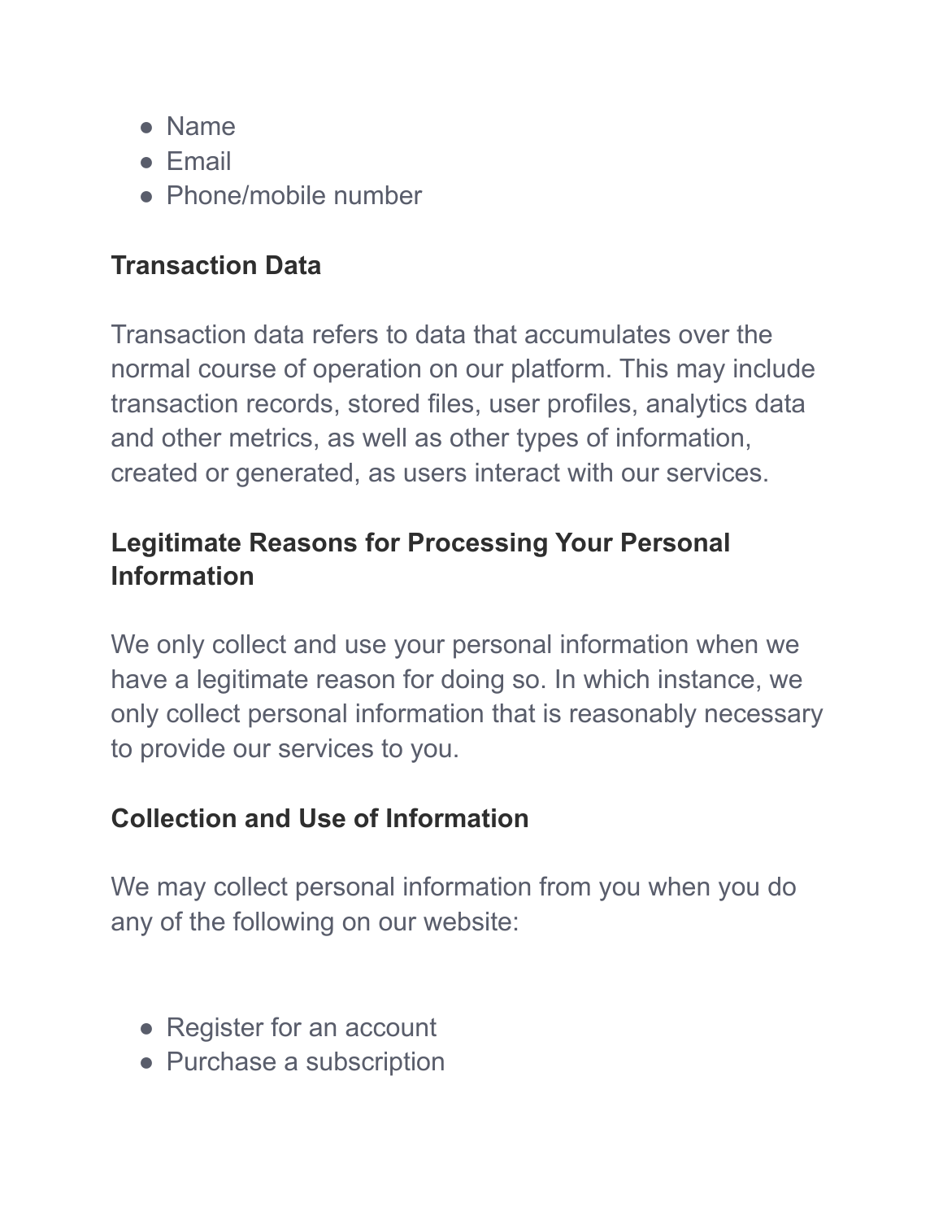- Name
- Email
- Phone/mobile number

**Transaction Data**

Transaction data refers to data that accumulates over the normal course of operation on our platform. This may include transaction records, stored files, user profiles, analytics data and other metrics, as well as other types of information, created or generated, as users interact with our services.

**Legitimate Reasons for Processing Your Personal Information**

We only collect and use your personal information when we have a legitimate reason for doing so. In which instance, we only collect personal information that is reasonably necessary to provide our services to you.

**Collection and Use of Information**

We may collect personal information from you when you do any of the following on our website:

- Register for an account
- Purchase a subscription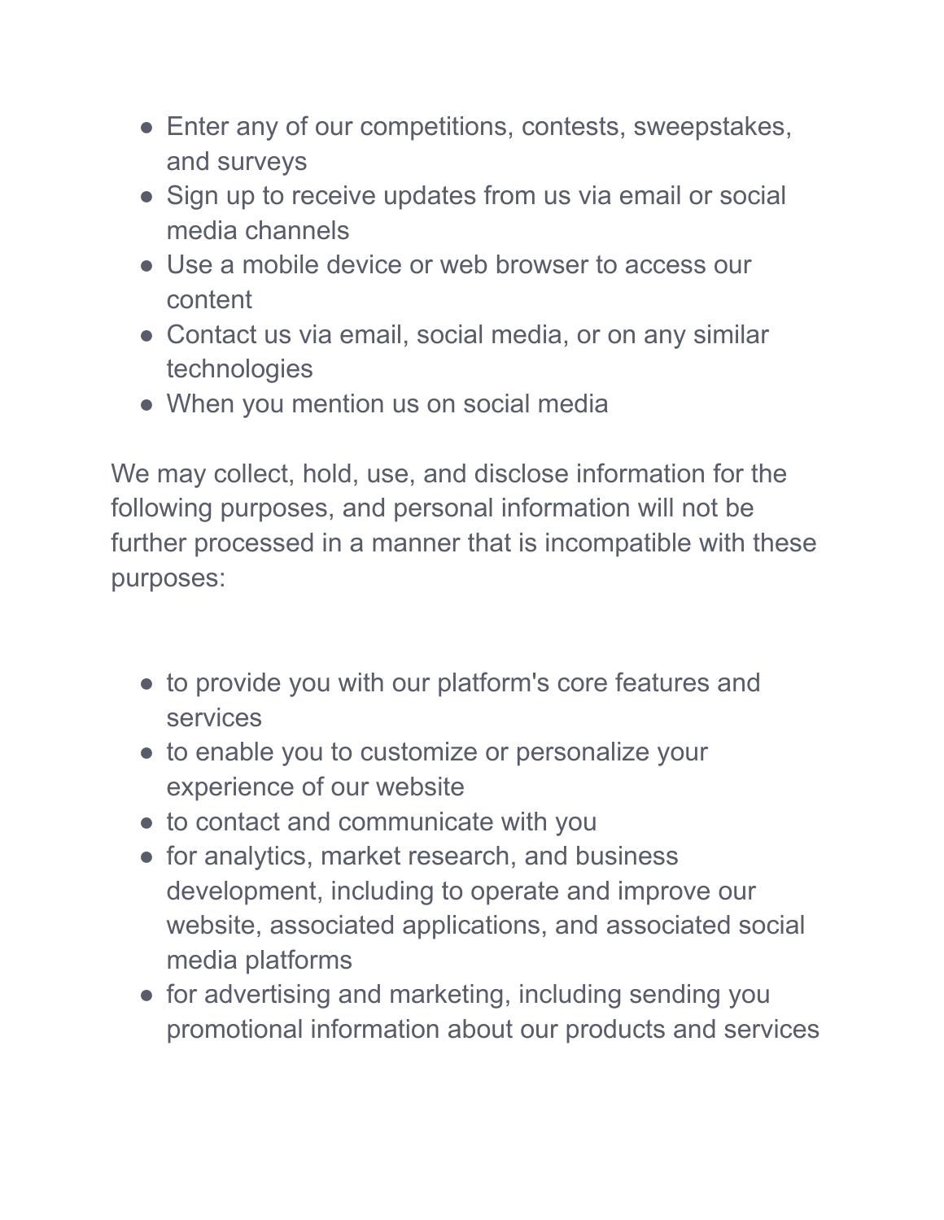- Enter any of our competitions, contests, sweepstakes, and surveys
- Sign up to receive updates from us via email or social media channels
- Use a mobile device or web browser to access our content
- Contact us via email, social media, or on any similar technologies
- When you mention us on social media

We may collect, hold, use, and disclose information for the following purposes, and personal information will not be further processed in a manner that is incompatible with these purposes:

- to provide you with our platform's core features and services
- to enable you to customize or personalize your experience of our website
- to contact and communicate with you
- for analytics, market research, and business development, including to operate and improve our website, associated applications, and associated social media platforms
- for advertising and marketing, including sending you promotional information about our products and services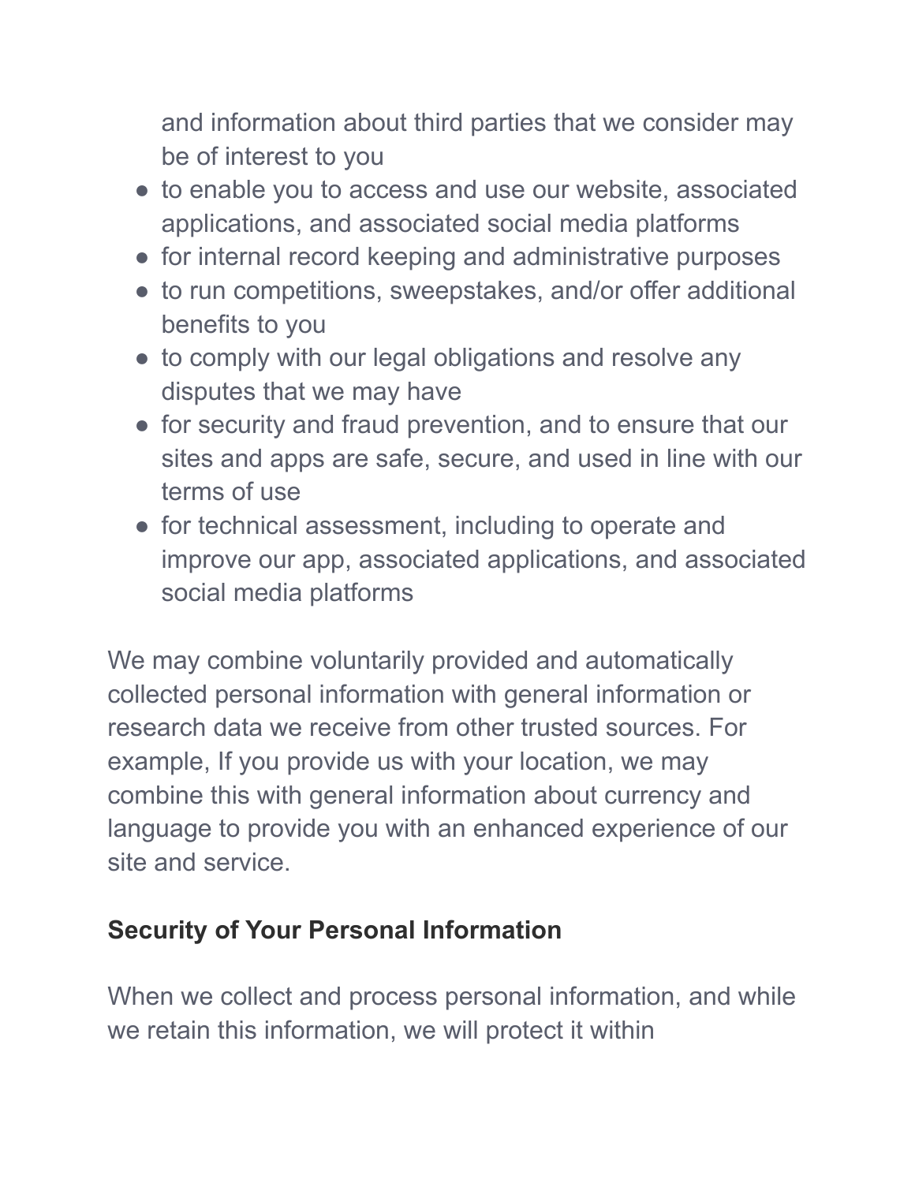and information about third parties that we consider may be of interest to you

- to enable you to access and use our website, associated applications, and associated social media platforms
- for internal record keeping and administrative purposes
- to run competitions, sweepstakes, and/or offer additional benefits to you
- to comply with our legal obligations and resolve any disputes that we may have
- for security and fraud prevention, and to ensure that our sites and apps are safe, secure, and used in line with our terms of use
- for technical assessment, including to operate and improve our app, associated applications, and associated social media platforms

We may combine voluntarily provided and automatically collected personal information with general information or research data we receive from other trusted sources. For example, If you provide us with your location, we may combine this with general information about currency and language to provide you with an enhanced experience of our site and service.

**Security of Your Personal Information**

When we collect and process personal information, and while we retain this information, we will protect it within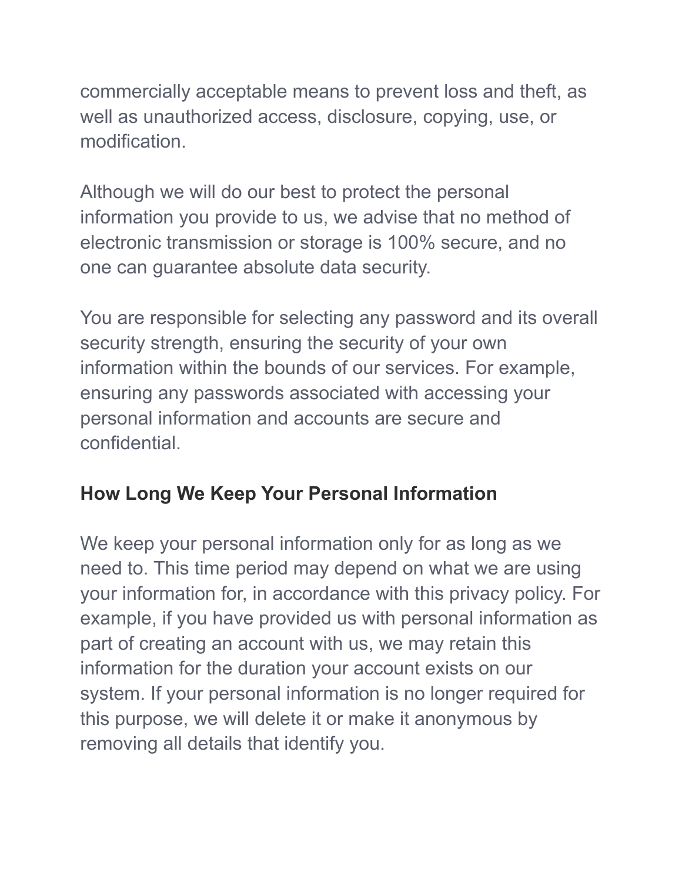commercially acceptable means to prevent loss and theft, as well as unauthorized access, disclosure, copying, use, or modification.

Although we will do our best to protect the personal information you provide to us, we advise that no method of electronic transmission or storage is 100% secure, and no one can guarantee absolute data security.

You are responsible for selecting any password and its overall security strength, ensuring the security of your own information within the bounds of our services. For example, ensuring any passwords associated with accessing your personal information and accounts are secure and confidential.

## How Long We Keep Your Personal Information

We keep your personal information only for as long as we need to. This time period may depend on what we are using your information for, in accordance with this privacy policy. For example, if you have provided us with personal information as part of creating an account with us, we may retain this information for the duration your account exists on our system. If your personal information is no longer required for this purpose, we will delete it or make it anonymous by removing all details that identify you.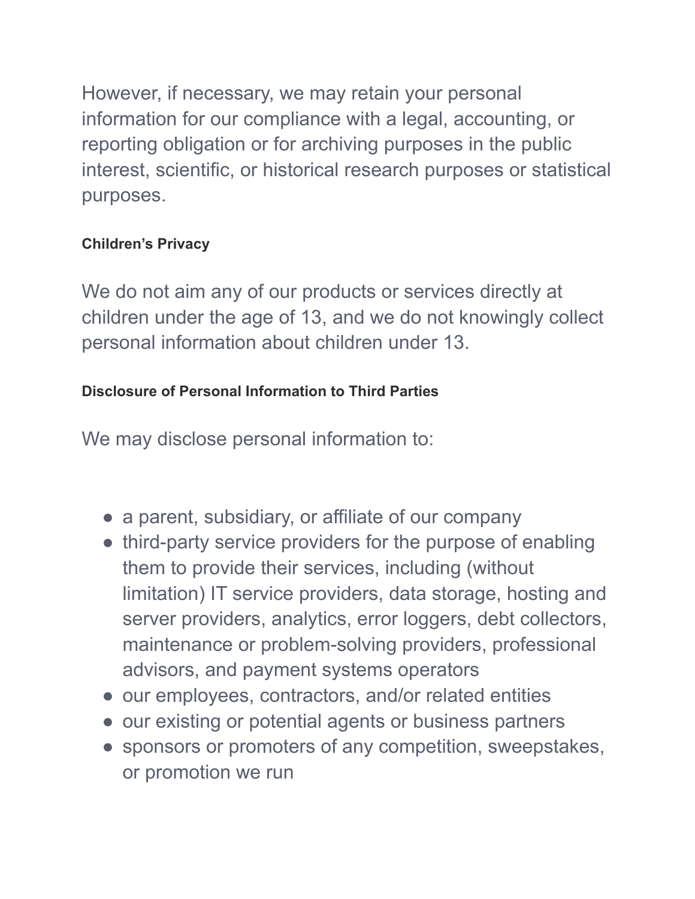However, if necessary, we may retain your personal information for our compliance with a legal, accounting, or reporting obligation or for archiving purposes in the public interest, scientific, or historical research purposes or statistical purposes.

### Children’s Privacy

We do not aim any of our products or services directly at children under the age of 13, and we do not knowingly collect personal information about children under 13.

### Disclosure of Personal Information to Third Parties

We may disclose personal information to:

- a parent, subsidiary, or affiliate of our company
- third-party service providers for the purpose of enabling them to provide their services, including (without limitation) IT service providers, data storage, hosting and server providers, analytics, error loggers, debt collectors, maintenance or problem-solving providers, professional advisors, and payment systems operators
- our employees, contractors, and/or related entities
- our existing or potential agents or business partners
- sponsors or promoters of any competition, sweepstakes, or promotion we run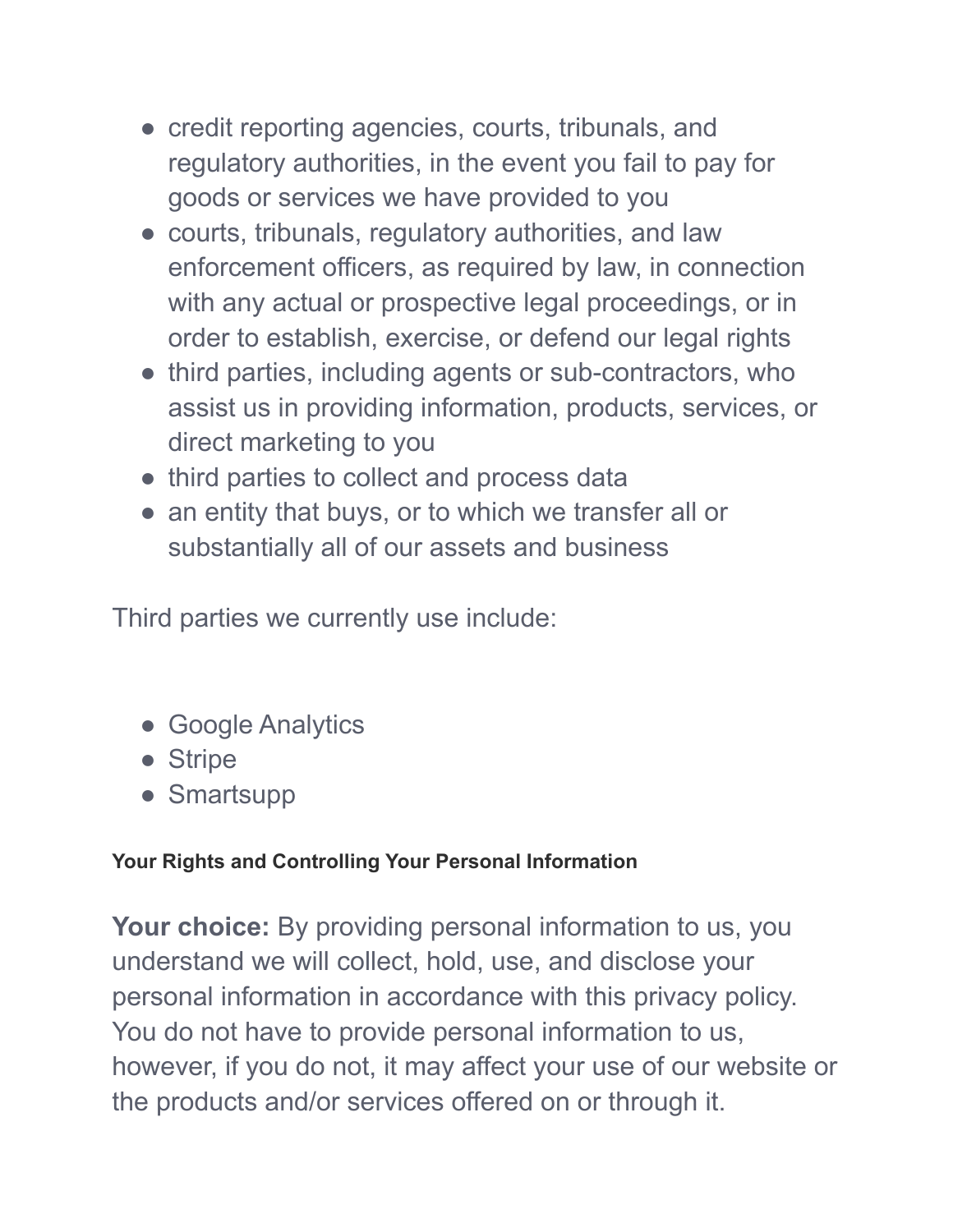- credit reporting agencies, courts, tribunals, and regulatory authorities, in the event you fail to pay for goods or services we have provided to you
- courts, tribunals, regulatory authorities, and law enforcement officers, as required by law, in connection with any actual or prospective legal proceedings, or in order to establish, exercise, or defend our legal rights
- third parties, including agents or sub-contractors, who assist us in providing information, products, services, or direct marketing to you
- third parties to collect and process data
- an entity that buys, or to which we transfer all or substantially all of our assets and business

Third parties we currently use include:

- Google Analytics
- Stripe
- Smartsupp

#### Your Rights and Controlling Your Personal Information

**Your choice:** By providing personal information to us, you understand we will collect, hold, use, and disclose your personal information in accordance with this privacy policy. You do not have to provide personal information to us, however, if you do not, it may affect your use of our website or the products and/or services offered on or through it.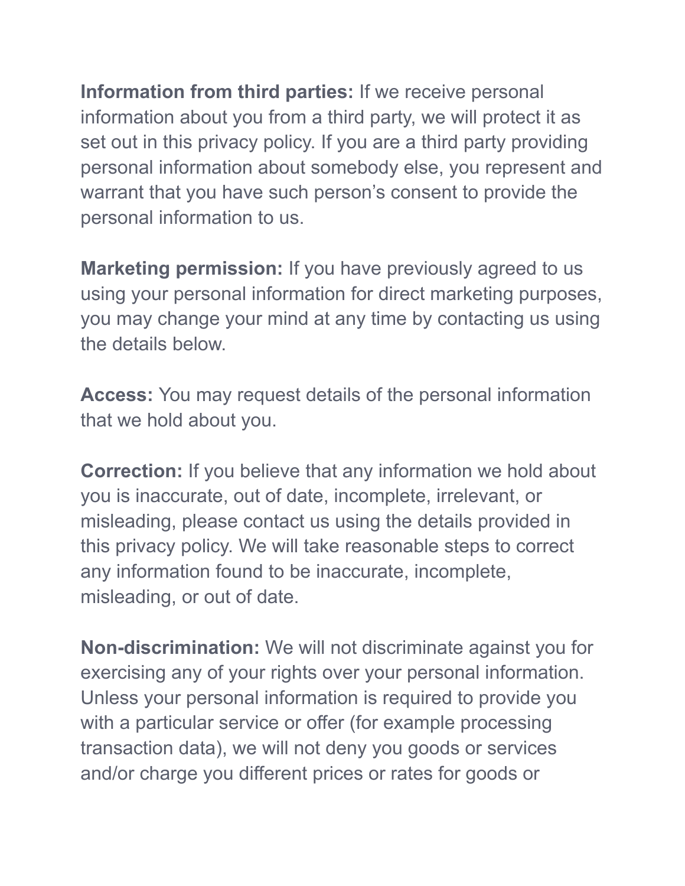**Information from third parties:** If we receive personal information about you from a third party, we will protect it as set out in this privacy policy. If you are a third party providing personal information about somebody else, you represent and warrant that you have such person's consent to provide the personal information to us.

**Marketing permission:** If you have previously agreed to us using your personal information for direct marketing purposes, you may change your mind at any time by contacting us using the details below.

**Access:** You may request details of the personal information that we hold about you.

**Correction:** If you believe that any information we hold about you is inaccurate, out of date, incomplete, irrelevant, or misleading, please contact us using the details provided in this privacy policy. We will take reasonable steps to correct any information found to be inaccurate, incomplete, misleading, or out of date.

**Non-discrimination:** We will not discriminate against you for exercising any of your rights over your personal information. Unless your personal information is required to provide you with a particular service or offer (for example processing transaction data), we will not deny you goods or services and/or charge you different prices or rates for goods or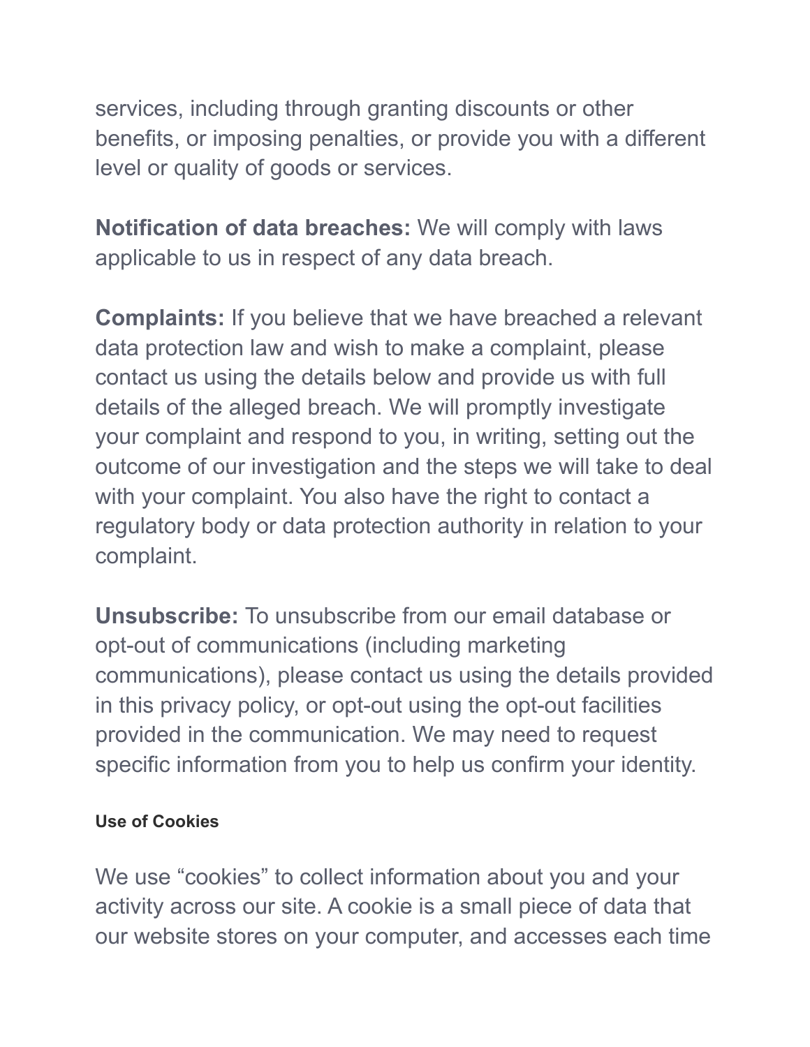services, including through granting discounts or other benefits, or imposing penalties, or provide you with a different level or quality of goods or services.

**Notification of data breaches:** We will comply with laws applicable to us in respect of any data breach.

**Complaints:** If you believe that we have breached a relevant data protection law and wish to make a complaint, please contact us using the details below and provide us with full details of the alleged breach. We will promptly investigate your complaint and respond to you, in writing, setting out the outcome of our investigation and the steps we will take to deal with your complaint. You also have the right to contact a regulatory body or data protection authority in relation to your complaint.

**Unsubscribe:** To unsubscribe from our email database or opt-out of communications (including marketing communications), please contact us using the details provided in this privacy policy, or opt-out using the opt-out facilities provided in the communication. We may need to request specific information from you to help us confirm your identity.

#### Use of Cookies

We use “cookies” to collect information about you and your activity across our site. A cookie is a small piece of data that our website stores on your computer, and accesses each time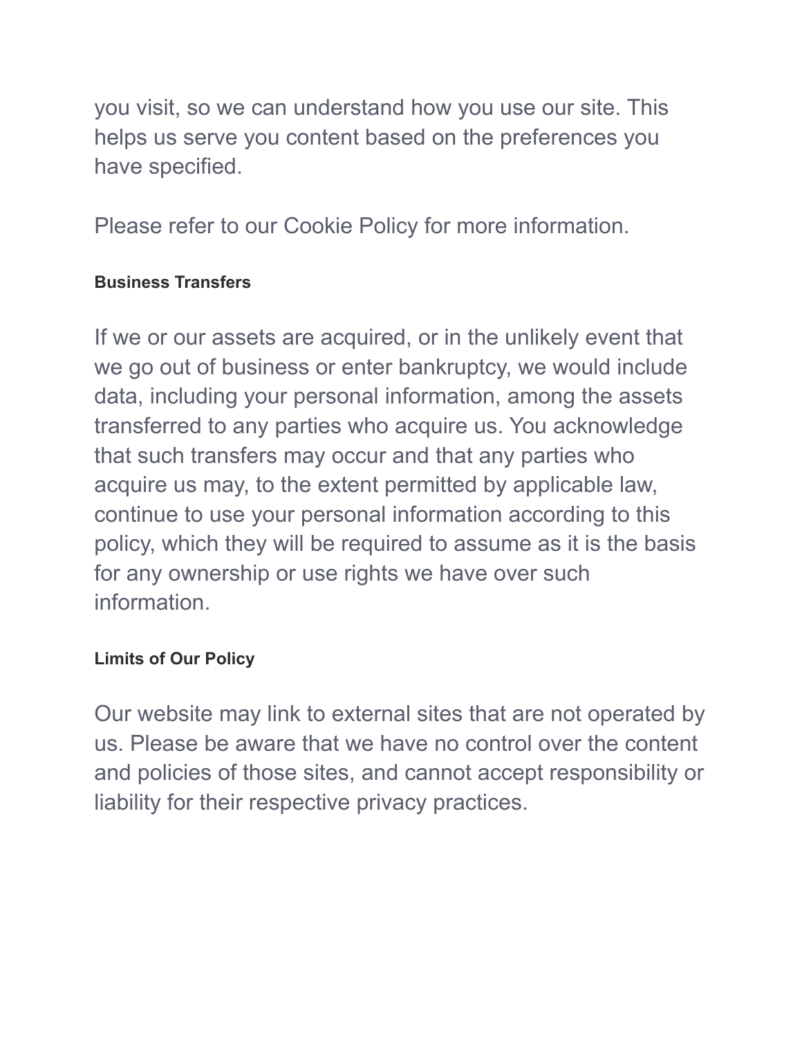you visit, so we can understand how you use our site. This helps us serve you content based on the preferences you have specified.

Please refer to our Cookie Policy for more information.

#### Business Transfers

If we or our assets are acquired, or in the unlikely event that we go out of business or enter bankruptcy, we would include data, including your personal information, among the assets transferred to any parties who acquire us. You acknowledge that such transfers may occur and that any parties who acquire us may, to the extent permitted by applicable law, continue to use your personal information according to this policy, which they will be required to assume as it is the basis for any ownership or use rights we have over such information.

#### Limits of Our Policy

Our website may link to external sites that are not operated by us. Please be aware that we have no control over the content and policies of those sites, and cannot accept responsibility or liability for their respective privacy practices.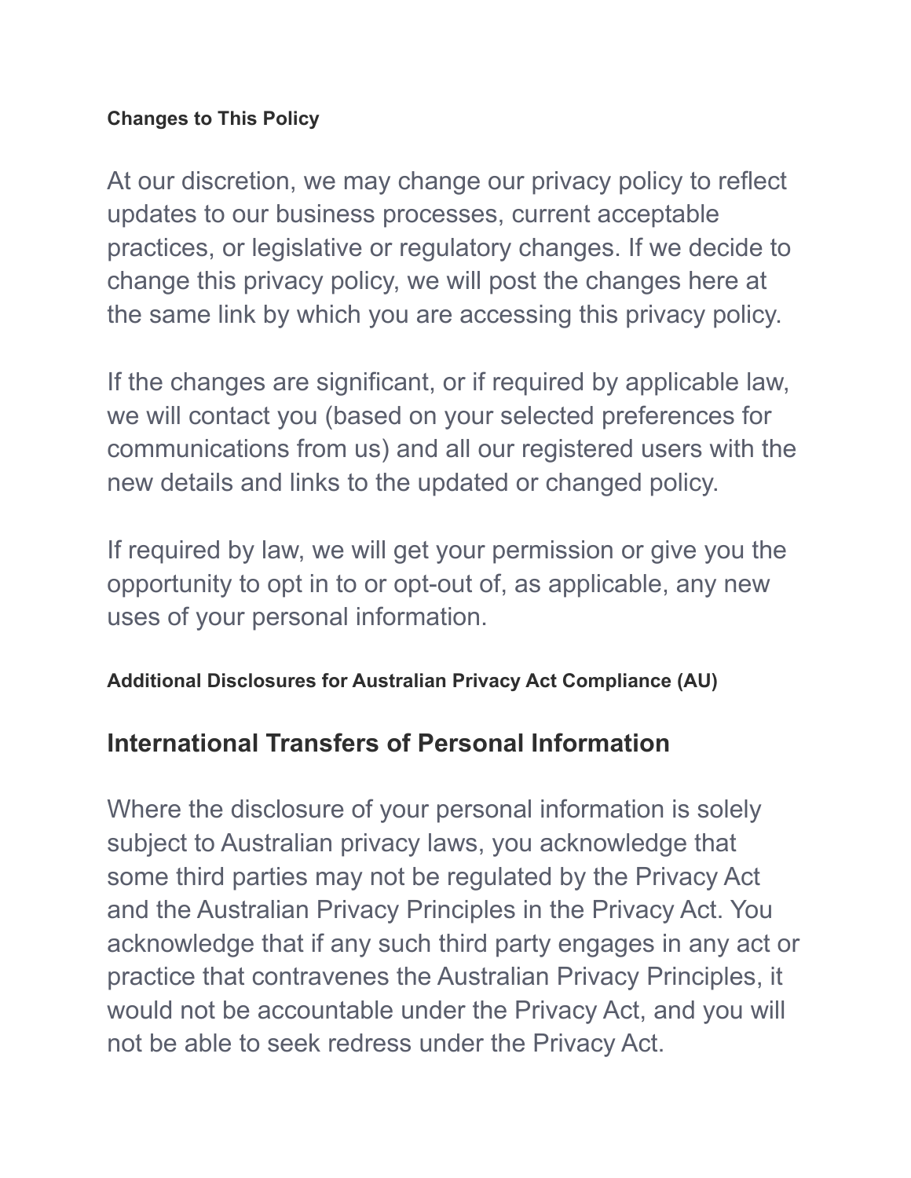#### Changes to This Policy

At our discretion, we may change our privacy policy to reflect updates to our business processes, current acceptable practices, or legislative or regulatory changes. If we decide to change this privacy policy, we will post the changes here at the same link by which you are accessing this privacy policy.

If the changes are significant, or if required by applicable law, we will contact you (based on your selected preferences for communications from us) and all our registered users with the new details and links to the updated or changed policy.

If required by law, we will get your permission or give you the opportunity to opt in to or opt-out of, as applicable, any new uses of your personal information.

#### Additional Disclosures for Australian Privacy Act Compliance (AU)

## International Transfers of Personal Information

Where the disclosure of your personal information is solely subject to Australian privacy laws, you acknowledge that some third parties may not be regulated by the Privacy Act and the Australian Privacy Principles in the Privacy Act. You acknowledge that if any such third party engages in any act or practice that contravenes the Australian Privacy Principles, it would not be accountable under the Privacy Act, and you will not be able to seek redress under the Privacy Act.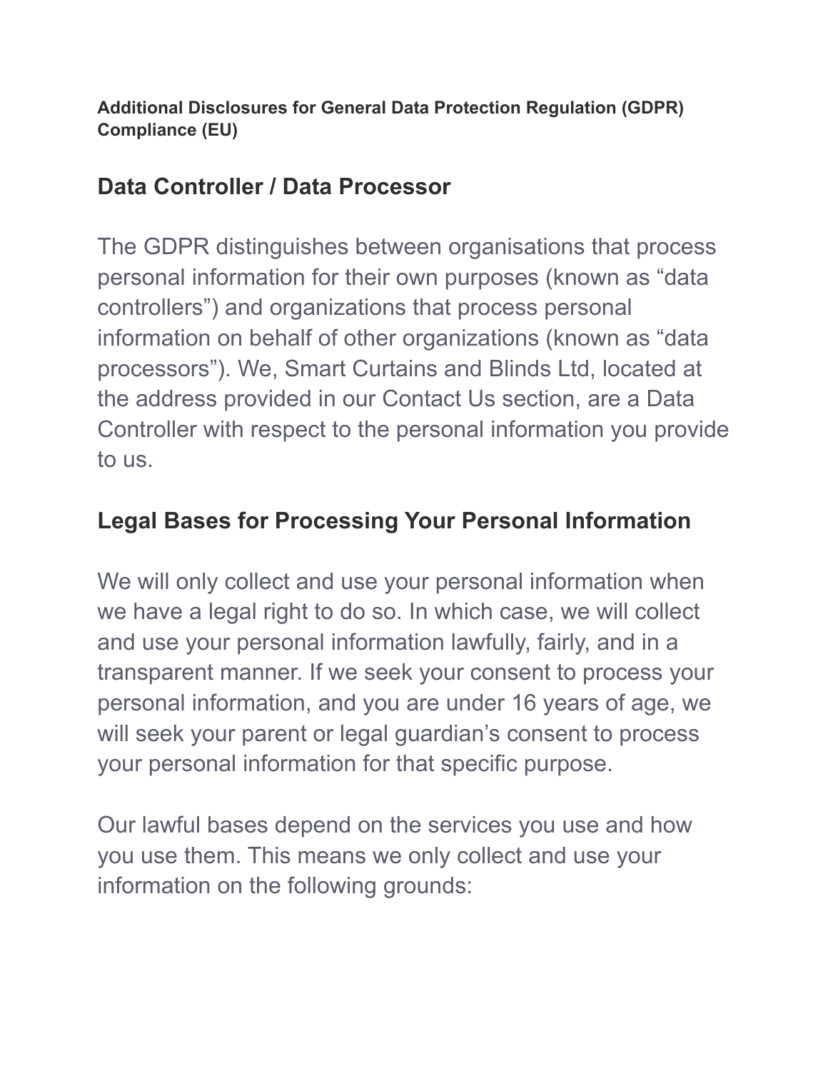**Additional Disclosures for General Data Protection Regulation (GDPR) Compliance (EU)**

## Data Controller / Data Processor

The GDPR distinguishes between organisations that process personal information for their own purposes (known as “data controllers”) and organizations that process personal information on behalf of other organizations (known as “data processors”). We, Smart Curtains and Blinds Ltd, located at the address provided in our Contact Us section, are a Data Controller with respect to the personal information you provide to us.

## Legal Bases for Processing Your Personal Information

We will only collect and use your personal information when we have a legal right to do so. In which case, we will collect and use your personal information lawfully, fairly, and in a transparent manner. If we seek your consent to process your personal information, and you are under 16 years of age, we will seek your parent or legal guardian’s consent to process your personal information for that specific purpose.

Our lawful bases depend on the services you use and how you use them. This means we only collect and use your information on the following grounds: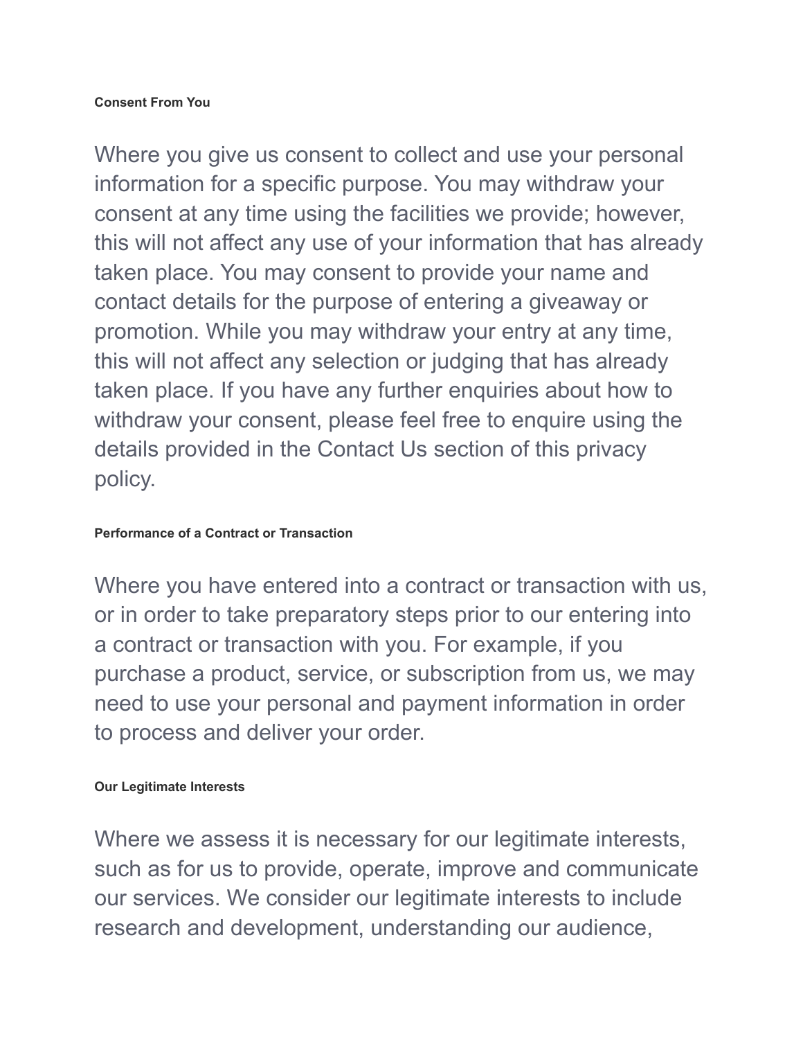#### Consent From You

Where you give us consent to collect and use your personal information for a specific purpose. You may withdraw your consent at any time using the facilities we provide; however, this will not affect any use of your information that has already taken place. You may consent to provide your name and contact details for the purpose of entering a giveaway or promotion. While you may withdraw your entry at any time, this will not affect any selection or judging that has already taken place. If you have any further enquiries about how to withdraw your consent, please feel free to enquire using the details provided in the Contact Us section of this privacy policy.

#### Performance of a Contract or Transaction

Where you have entered into a contract or transaction with us, or in order to take preparatory steps prior to our entering into a contract or transaction with you. For example, if you purchase a product, service, or subscription from us, we may need to use your personal and payment information in order to process and deliver your order.

#### Our Legitimate Interests

Where we assess it is necessary for our legitimate interests, such as for us to provide, operate, improve and communicate our services. We consider our legitimate interests to include research and development, understanding our audience,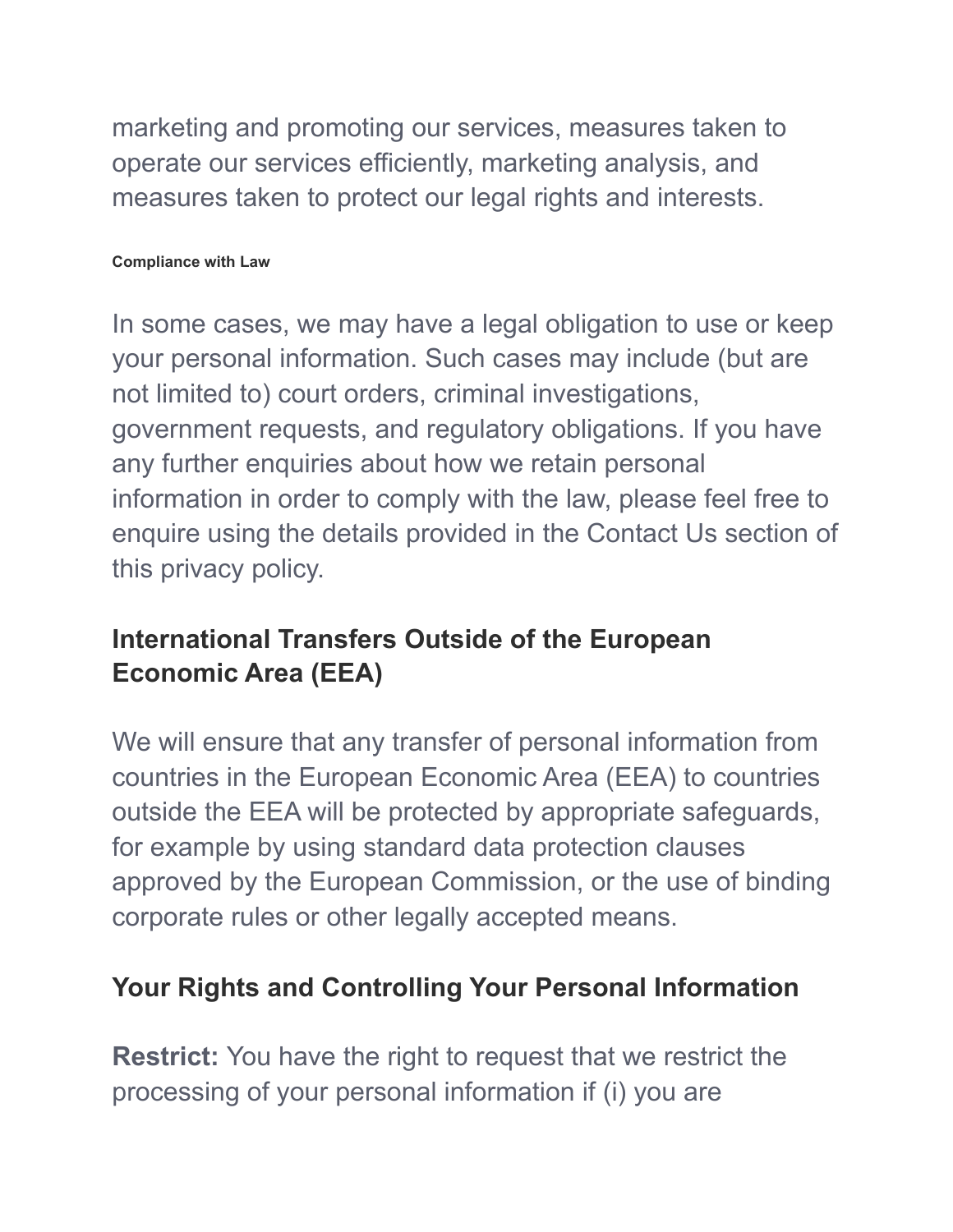marketing and promoting our services, measures taken to operate our services efficiently, marketing analysis, and measures taken to protect our legal rights and interests.

#### Compliance with Law

In some cases, we may have a legal obligation to use or keep your personal information. Such cases may include (but are not limited to) court orders, criminal investigations, government requests, and regulatory obligations. If you have any further enquiries about how we retain personal information in order to comply with the law, please feel free to enquire using the details provided in the Contact Us section of this privacy policy.

## International Transfers Outside of the European Economic Area (EEA)

We will ensure that any transfer of personal information from countries in the European Economic Area (EEA) to countries outside the EEA will be protected by appropriate safeguards, for example by using standard data protection clauses approved by the European Commission, or the use of binding corporate rules or other legally accepted means.

## Your Rights and Controlling Your Personal Information

**Restrict:** You have the right to request that we restrict the processing of your personal information if (i) you are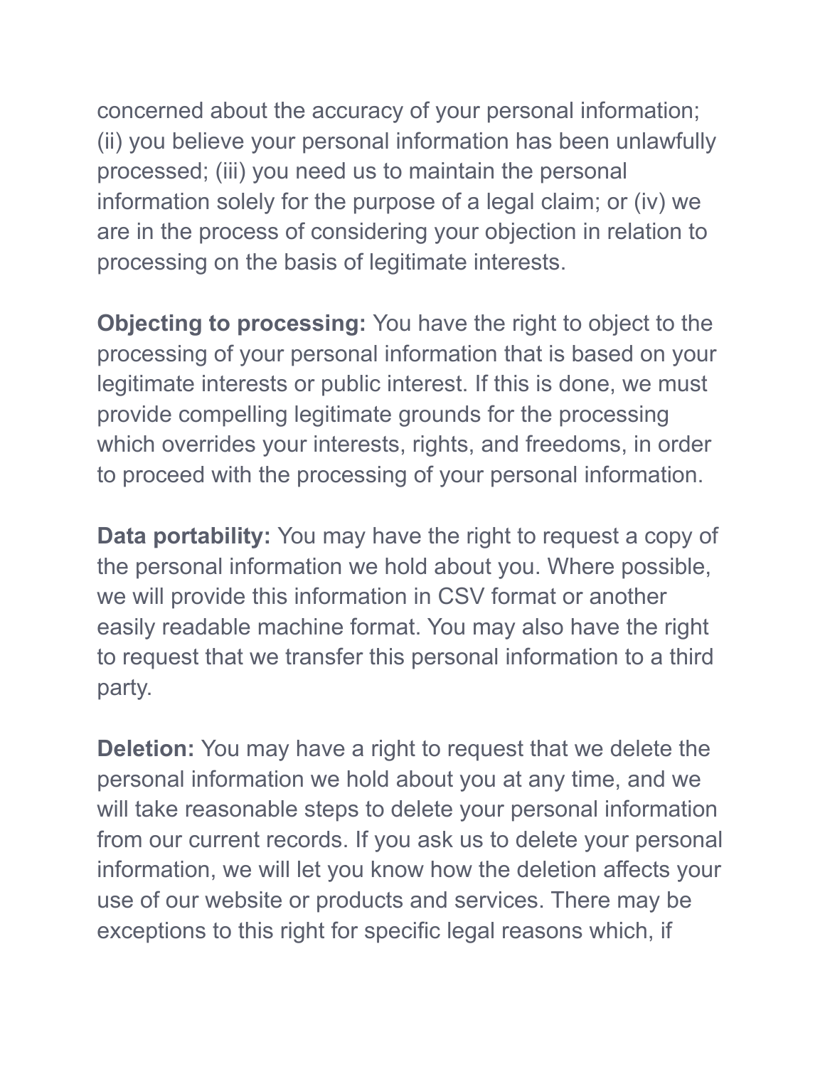concerned about the accuracy of your personal information; (ii) you believe your personal information has been unlawfully processed; (iii) you need us to maintain the personal information solely for the purpose of a legal claim; or (iv) we are in the process of considering your objection in relation to processing on the basis of legitimate interests.

**Objecting to processing:** You have the right to object to the processing of your personal information that is based on your legitimate interests or public interest. If this is done, we must provide compelling legitimate grounds for the processing which overrides your interests, rights, and freedoms, in order to proceed with the processing of your personal information.

**Data portability:** You may have the right to request a copy of the personal information we hold about you. Where possible, we will provide this information in CSV format or another easily readable machine format. You may also have the right to request that we transfer this personal information to a third party.

**Deletion:** You may have a right to request that we delete the personal information we hold about you at any time, and we will take reasonable steps to delete your personal information from our current records. If you ask us to delete your personal information, we will let you know how the deletion affects your use of our website or products and services. There may be exceptions to this right for specific legal reasons which, if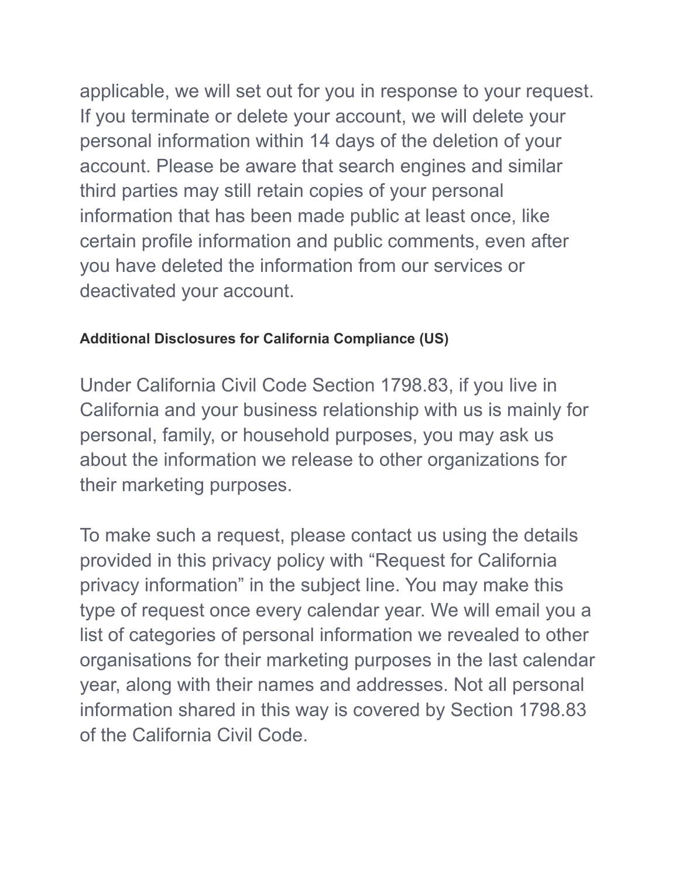applicable, we will set out for you in response to your request. If you terminate or delete your account, we will delete your personal information within 14 days of the deletion of your account. Please be aware that search engines and similar third parties may still retain copies of your personal information that has been made public at least once, like certain profile information and public comments, even after you have deleted the information from our services or deactivated your account.

#### Additional Disclosures for California Compliance (US)

Under California Civil Code Section 1798.83, if you live in California and your business relationship with us is mainly for personal, family, or household purposes, you may ask us about the information we release to other organizations for their marketing purposes.

To make such a request, please contact us using the details provided in this privacy policy with “Request for California privacy information” in the subject line. You may make this type of request once every calendar year. We will email you a list of categories of personal information we revealed to other organisations for their marketing purposes in the last calendar year, along with their names and addresses. Not all personal information shared in this way is covered by Section 1798.83 of the California Civil Code.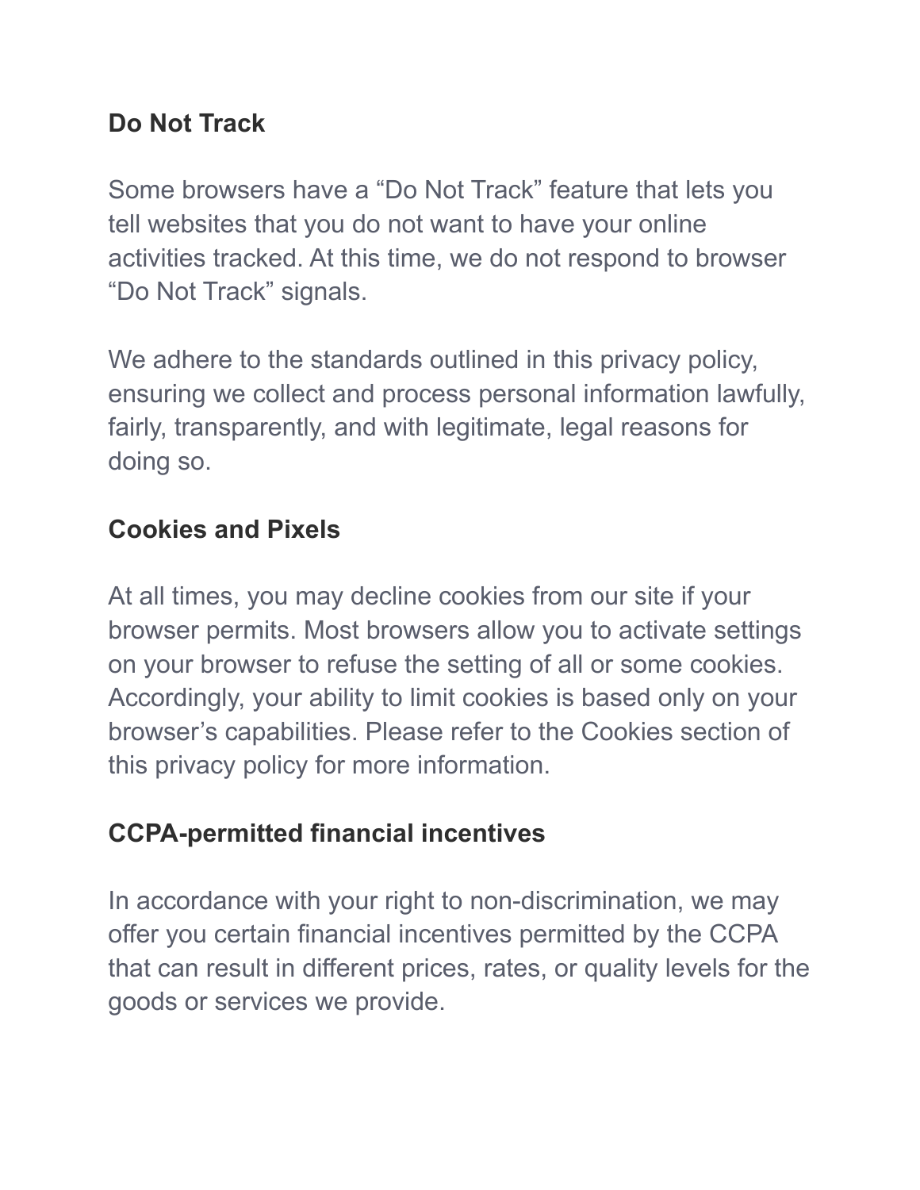**Do Not Track**

Some browsers have a “Do Not Track” feature that lets you tell websites that you do not want to have your online activities tracked. At this time, we do not respond to browser “Do Not Track” signals.

We adhere to the standards outlined in this privacy policy, ensuring we collect and process personal information lawfully, fairly, transparently, and with legitimate, legal reasons for doing so.

**Cookies and Pixels**

At all times, you may decline cookies from our site if your browser permits. Most browsers allow you to activate settings on your browser to refuse the setting of all or some cookies. Accordingly, your ability to limit cookies is based only on your browser’s capabilities. Please refer to the Cookies section of this privacy policy for more information.

**CCPA-permitted financial incentives**

In accordance with your right to non-discrimination, we may offer you certain financial incentives permitted by the CCPA that can result in different prices, rates, or quality levels for the goods or services we provide.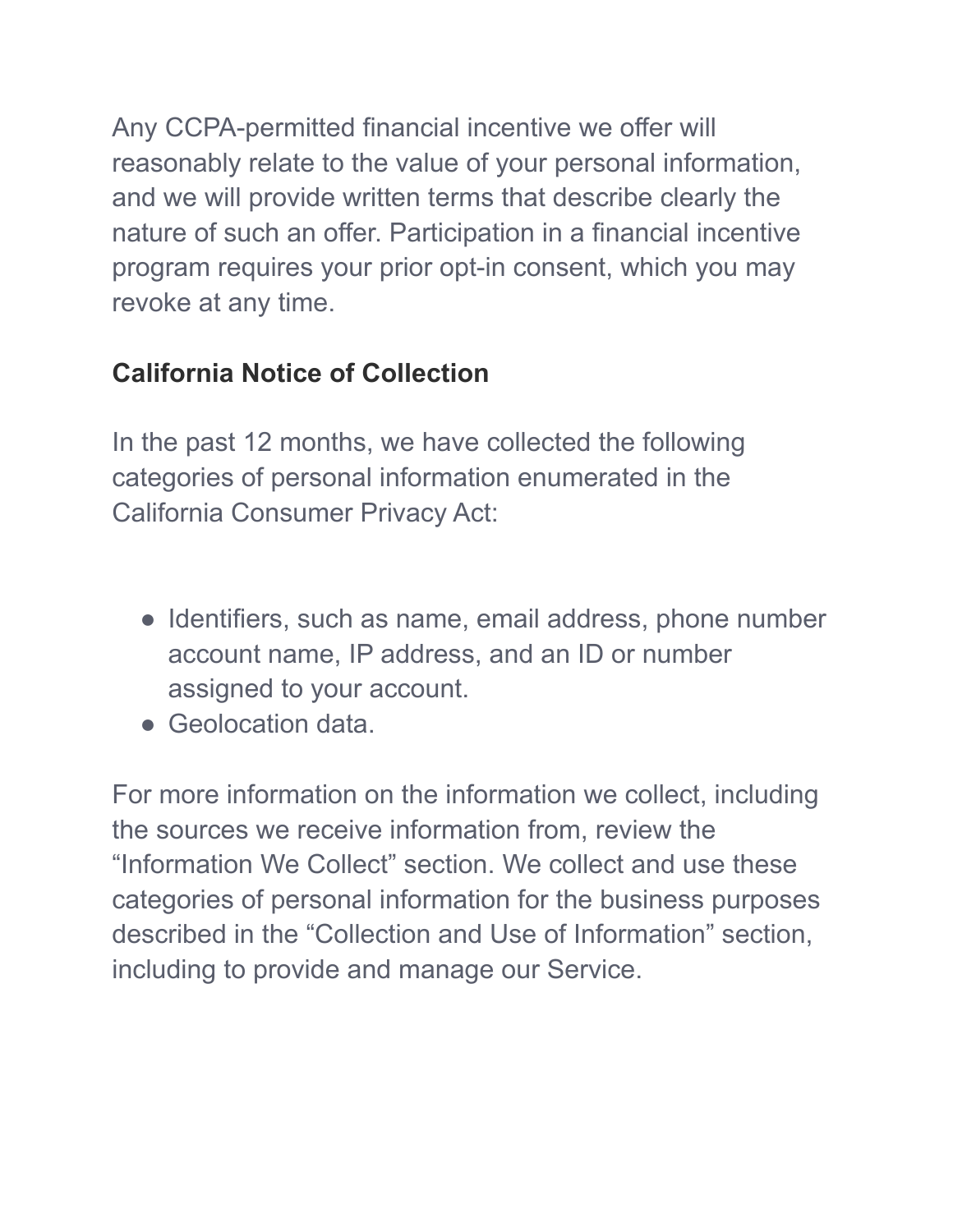Any CCPA-permitted financial incentive we offer will reasonably relate to the value of your personal information, and we will provide written terms that describe clearly the nature of such an offer. Participation in a financial incentive program requires your prior opt-in consent, which you may revoke at any time.

**California Notice of Collection**

In the past 12 months, we have collected the following categories of personal information enumerated in the California Consumer Privacy Act:

- Identifiers, such as name, email address, phone number account name, IP address, and an ID or number assigned to your account.
- Geolocation data.

For more information on the information we collect, including the sources we receive information from, review the "Information We Collect" section. We collect and use these categories of personal information for the business purposes described in the "Collection and Use of Information" section, including to provide and manage our Service.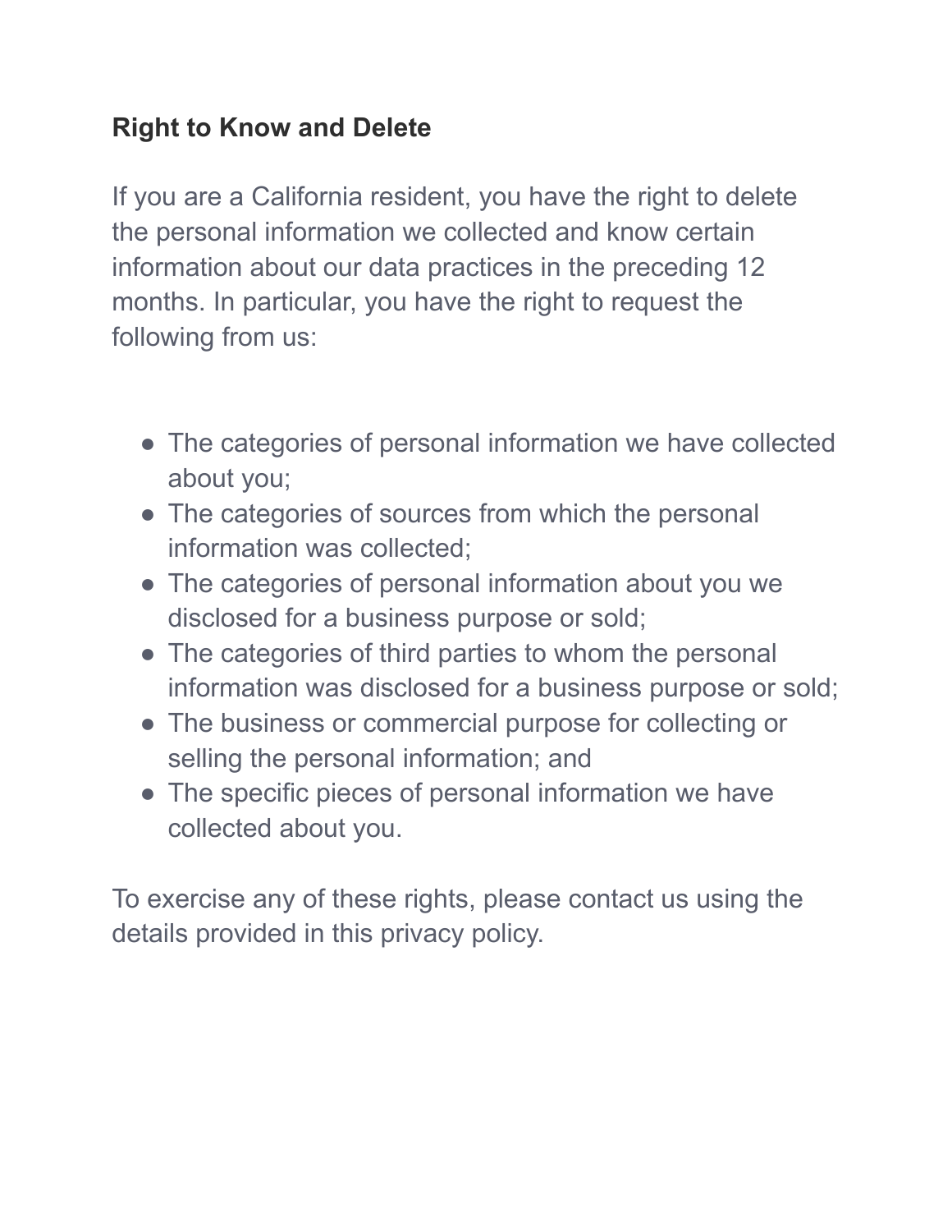## Right to Know and Delete

If you are a California resident, you have the right to delete the personal information we collected and know certain information about our data practices in the preceding 12 months. In particular, you have the right to request the following from us:

- The categories of personal information we have collected about you;
- The categories of sources from which the personal information was collected;
- The categories of personal information about you we disclosed for a business purpose or sold;
- The categories of third parties to whom the personal information was disclosed for a business purpose or sold;
- The business or commercial purpose for collecting or selling the personal information; and
- The specific pieces of personal information we have collected about you.

To exercise any of these rights, please contact us using the details provided in this privacy policy.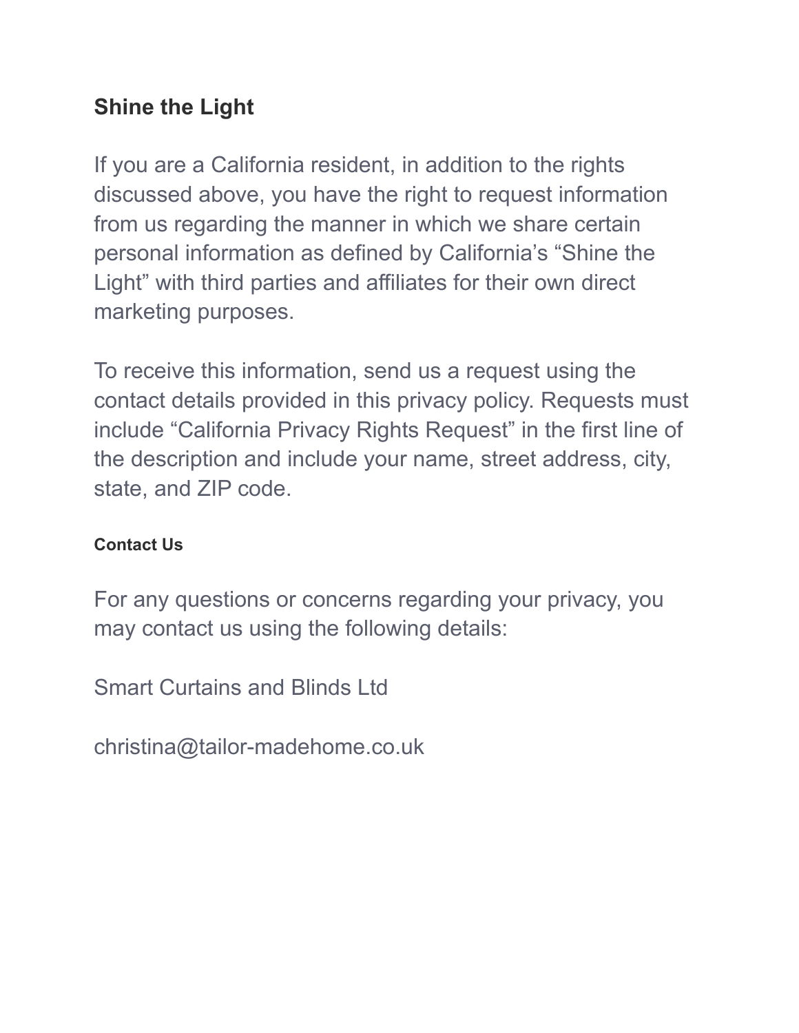## Shine the Light

If you are a California resident, in addition to the rights discussed above, you have the right to request information from us regarding the manner in which we share certain personal information as defined by California's "Shine the Light" with third parties and affiliates for their own direct marketing purposes.

To receive this information, send us a request using the contact details provided in this privacy policy. Requests must include "California Privacy Rights Request" in the first line of the description and include your name, street address, city, state, and ZIP code.

#### Contact Us

For any questions or concerns regarding your privacy, you may contact us using the following details:

Smart Curtains and Blinds Ltd

christina@tailor-madehome.co.uk